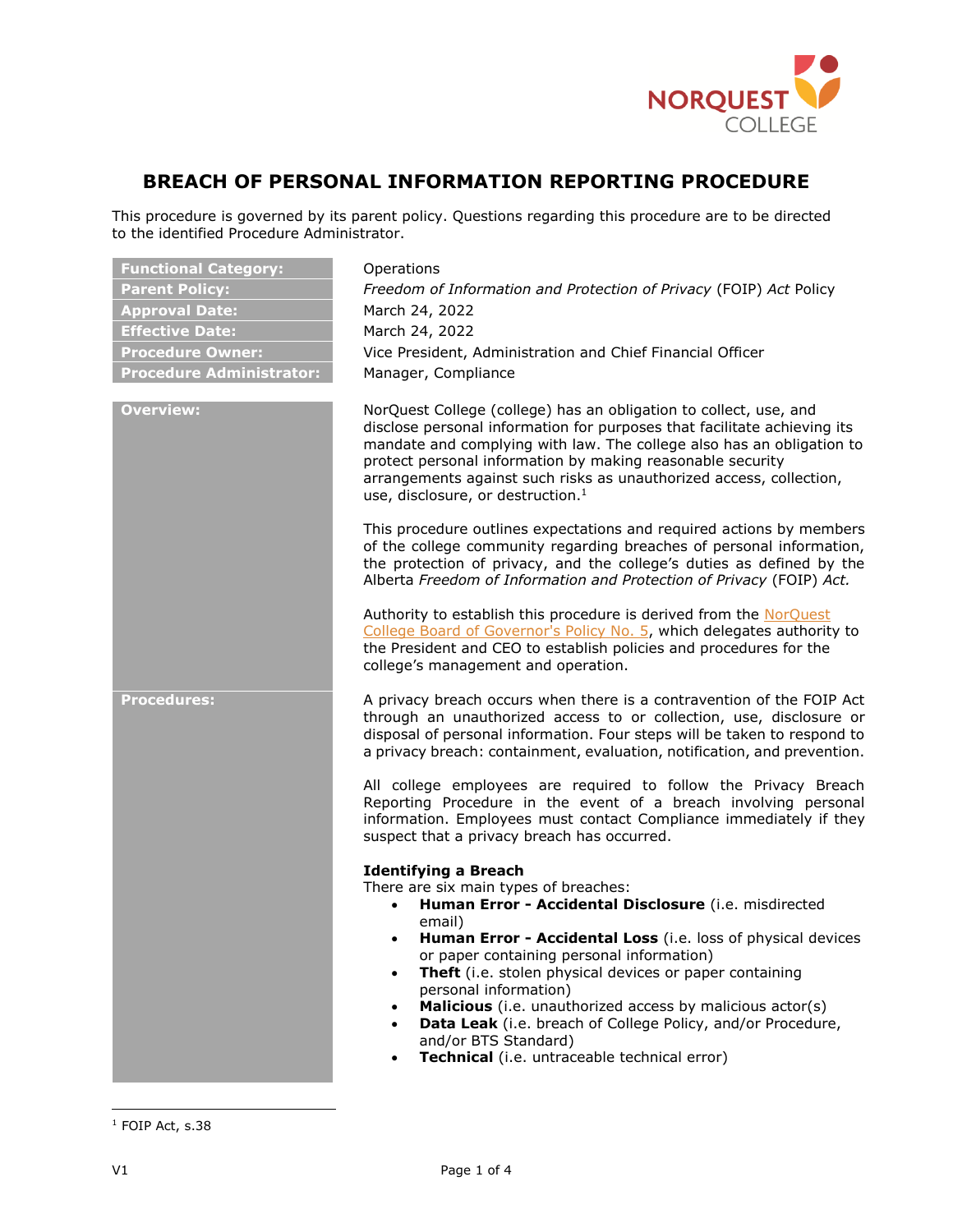# BREACH OF PERSONAL INFORMATION REPORTING PROCEDURE

This procedure is governed by its parent policy. Questions regarding this procedure are to be directed to the identified Procedure Administrator.

| | |
|---|---|
| **Functional Category:** | Operations |
| **Parent Policy:** | *Freedom of Information and Protection of Privacy* (FOIP) *Act* Policy |
| **Approval Date:** | March 24, 2022 |
| **Effective Date:** | March 24, 2022 |
| **Procedure Owner:** | Vice President, Administration and Chief Financial Officer |
| **Procedure Administrator:** | Manager, Compliance |

## Overview:

NorQuest College (college) has an obligation to collect, use, and disclose personal information for purposes that facilitate achieving its mandate and complying with law. The college also has an obligation to protect personal information by making reasonable security arrangements against such risks as unauthorized access, collection, use, disclosure, or destruction.[1]

This procedure outlines expectations and required actions by members of the college community regarding breaches of personal information, the protection of privacy, and the college's duties as defined by the Alberta *Freedom of Information and Protection of Privacy* (FOIP) *Act.*

Authority to establish this procedure is derived from the NorQuest College Board of Governor's Policy No. 5, which delegates authority to the President and CEO to establish policies and procedures for the college's management and operation.

## Procedures:

A privacy breach occurs when there is a contravention of the FOIP Act through an unauthorized access to or collection, use, disclosure or disposal of personal information. Four steps will be taken to respond to a privacy breach: containment, evaluation, notification, and prevention.

All college employees are required to follow the Privacy Breach Reporting Procedure in the event of a breach involving personal information. Employees must contact Compliance immediately if they suspect that a privacy breach has occurred.

**Identifying a Breach**

There are six main types of breaches:

- **Human Error - Accidental Disclosure** (i.e. misdirected email)
- **Human Error - Accidental Loss** (i.e. loss of physical devices or paper containing personal information)
- **Theft** (i.e. stolen physical devices or paper containing personal information)
- **Malicious** (i.e. unauthorized access by malicious actor(s)
- **Data Leak** (i.e. breach of College Policy, and/or Procedure, and/or BTS Standard)
- **Technical** (i.e. untraceable technical error)

[1] FOIP Act, s.38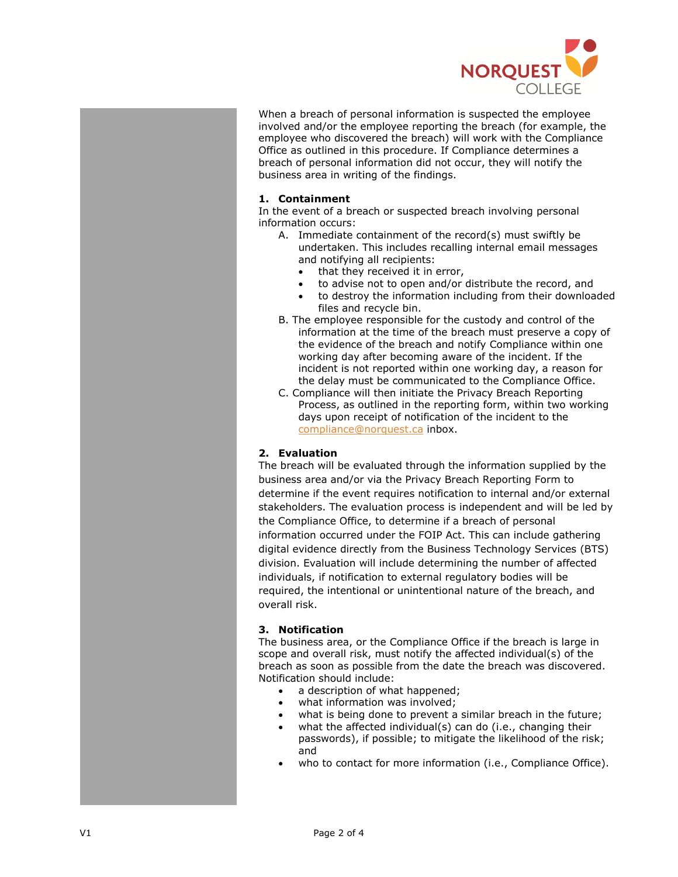When a breach of personal information is suspected the employee involved and/or the employee reporting the breach (for example, the employee who discovered the breach) will work with the Compliance Office as outlined in this procedure. If Compliance determines a breach of personal information did not occur, they will notify the business area in writing of the findings.

### 1. Containment

In the event of a breach or suspected breach involving personal information occurs:

A. Immediate containment of the record(s) must swiftly be undertaken. This includes recalling internal email messages and notifying all recipients:
   - that they received it in error,
   - to advise not to open and/or distribute the record, and
   - to destroy the information including from their downloaded files and recycle bin.

B. The employee responsible for the custody and control of the information at the time of the breach must preserve a copy of the evidence of the breach and notify Compliance within one working day after becoming aware of the incident. If the incident is not reported within one working day, a reason for the delay must be communicated to the Compliance Office.

C. Compliance will then initiate the Privacy Breach Reporting Process, as outlined in the reporting form, within two working days upon receipt of notification of the incident to the compliance@norquest.ca inbox.

### 2. Evaluation

The breach will be evaluated through the information supplied by the business area and/or via the Privacy Breach Reporting Form to determine if the event requires notification to internal and/or external stakeholders. The evaluation process is independent and will be led by the Compliance Office, to determine if a breach of personal information occurred under the FOIP Act. This can include gathering digital evidence directly from the Business Technology Services (BTS) division. Evaluation will include determining the number of affected individuals, if notification to external regulatory bodies will be required, the intentional or unintentional nature of the breach, and overall risk.

### 3. Notification

The business area, or the Compliance Office if the breach is large in scope and overall risk, must notify the affected individual(s) of the breach as soon as possible from the date the breach was discovered. Notification should include:

- a description of what happened;
- what information was involved;
- what is being done to prevent a similar breach in the future;
- what the affected individual(s) can do (i.e., changing their passwords), if possible; to mitigate the likelihood of the risk; and
- who to contact for more information (i.e., Compliance Office).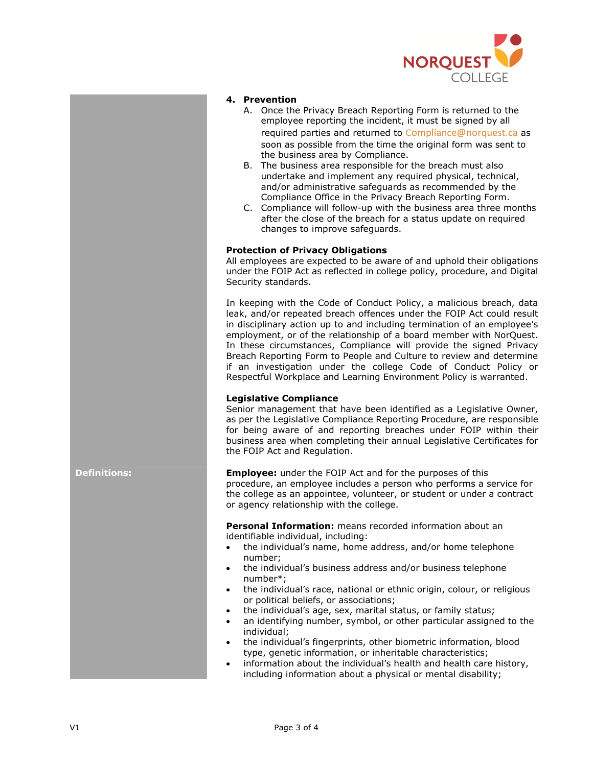**4. Prevention**

A. Once the Privacy Breach Reporting Form is returned to the employee reporting the incident, it must be signed by all required parties and returned to Compliance@norquest.ca as soon as possible from the time the original form was sent to the business area by Compliance.

B. The business area responsible for the breach must also undertake and implement any required physical, technical, and/or administrative safeguards as recommended by the Compliance Office in the Privacy Breach Reporting Form.

C. Compliance will follow-up with the business area three months after the close of the breach for a status update on required changes to improve safeguards.

**Protection of Privacy Obligations**

All employees are expected to be aware of and uphold their obligations under the FOIP Act as reflected in college policy, procedure, and Digital Security standards.

In keeping with the Code of Conduct Policy, a malicious breach, data leak, and/or repeated breach offences under the FOIP Act could result in disciplinary action up to and including termination of an employee's employment, or of the relationship of a board member with NorQuest. In these circumstances, Compliance will provide the signed Privacy Breach Reporting Form to People and Culture to review and determine if an investigation under the college Code of Conduct Policy or Respectful Workplace and Learning Environment Policy is warranted.

**Legislative Compliance**

Senior management that have been identified as a Legislative Owner, as per the Legislative Compliance Reporting Procedure, are responsible for being aware of and reporting breaches under FOIP within their business area when completing their annual Legislative Certificates for the FOIP Act and Regulation.

**Definitions:**

**Employee:** under the FOIP Act and for the purposes of this procedure, an employee includes a person who performs a service for the college as an appointee, volunteer, or student or under a contract or agency relationship with the college.

**Personal Information:** means recorded information about an identifiable individual, including:

- the individual's name, home address, and/or home telephone number;
- the individual's business address and/or business telephone number*;
- the individual's race, national or ethnic origin, colour, or religious or political beliefs, or associations;
- the individual's age, sex, marital status, or family status;
- an identifying number, symbol, or other particular assigned to the individual;
- the individual's fingerprints, other biometric information, blood type, genetic information, or inheritable characteristics;
- information about the individual's health and health care history, including information about a physical or mental disability;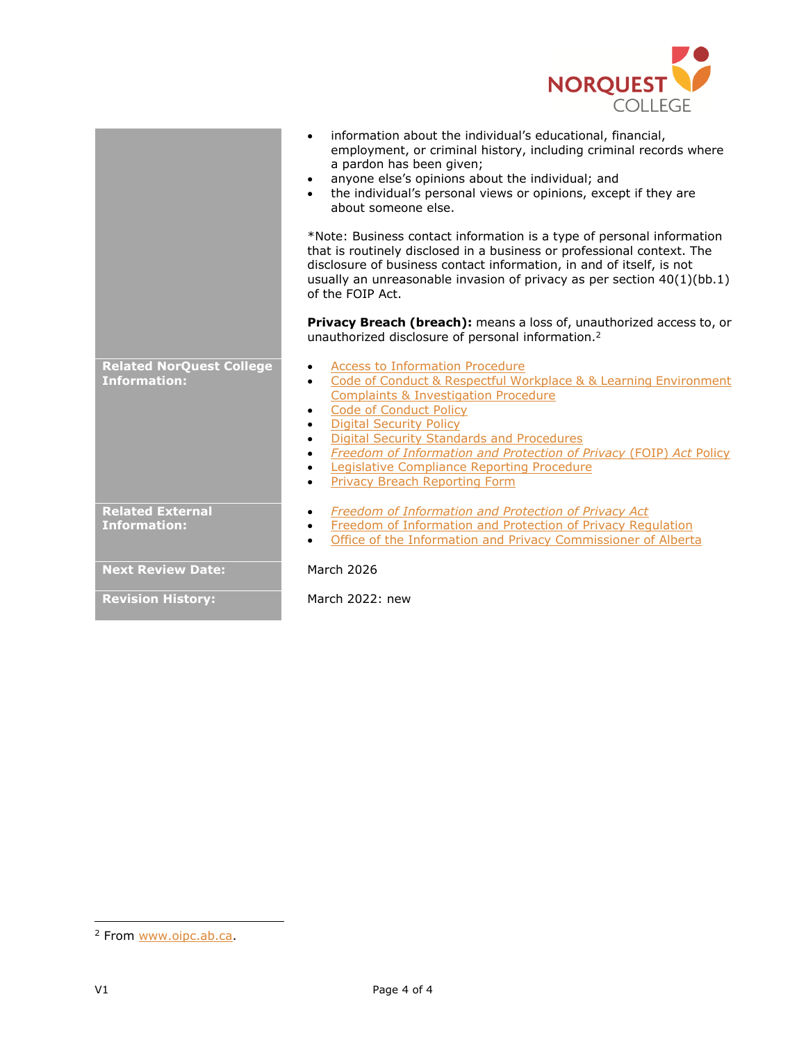| | |
|---|---|
| | • information about the individual's educational, financial, employment, or criminal history, including criminal records where a pardon has been given;<br>• anyone else's opinions about the individual; and<br>• the individual's personal views or opinions, except if they are about someone else.<br><br>*Note: Business contact information is a type of personal information that is routinely disclosed in a business or professional context. The disclosure of business contact information, in and of itself, is not usually an unreasonable invasion of privacy as per section 40(1)(bb.1) of the FOIP Act.<br><br>**Privacy Breach (breach):** means a loss of, unauthorized access to, or unauthorized disclosure of personal information.[2] |
| **Related NorQuest College Information:** | • Access to Information Procedure<br>• Code of Conduct & Respectful Workplace & & Learning Environment Complaints & Investigation Procedure<br>• Code of Conduct Policy<br>• Digital Security Policy<br>• Digital Security Standards and Procedures<br>• *Freedom of Information and Protection of Privacy* (FOIP) *Act* Policy<br>• Legislative Compliance Reporting Procedure<br>• Privacy Breach Reporting Form |
| **Related External Information:** | • *Freedom of Information and Protection of Privacy Act*<br>• Freedom of Information and Protection of Privacy Regulation<br>• Office of the Information and Privacy Commissioner of Alberta |
| **Next Review Date:** | March 2026 |
| **Revision History:** | March 2022: new |

[2] From www.oipc.ab.ca.